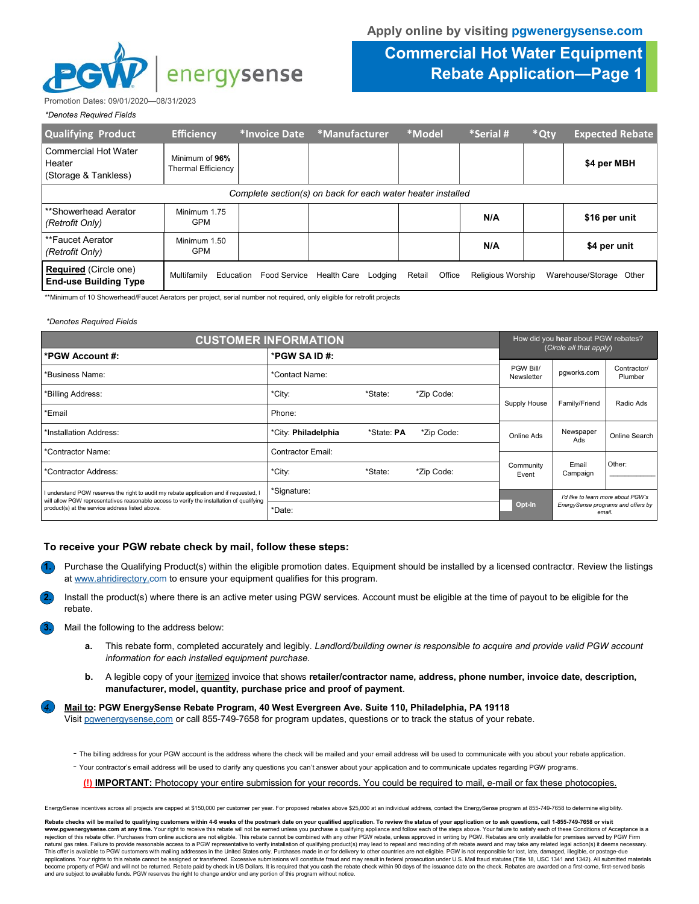Apply online by visiting pgwenergysense.com

PGW | energysense

# Commercial Hot Water Equipment Rebate Application—Page 1

Promotion Dates: 09/01/2020—08/31/2023

*\*Denotes Required Fields*

| Qualifying Product | Efficiency | *Invoice Date | *Manufacturer | *Model | *Serial # | *Qty | Expected Rebate |
|---|---|---|---|---|---|---|---|
| Commercial Hot Water Heater (Storage & Tankless) | Minimum of **96%** Thermal Efficiency | | | | | | **$4 per MBH** |
| *Complete section(s) on back for each water heater installed* | | | | | | | |
| **Showerhead Aerator *(Retrofit Only)* | Minimum 1.75 GPM | | | | **N/A** | | **$16 per unit** |
| **Faucet Aerator *(Retrofit Only)* | Minimum 1.50 GPM | | | | **N/A** | | **$4 per unit** |
| **Required** (Circle one) **End-use Building Type** | Multifamily Education Food Service Health Care Lodging Retail Office Religious Worship Warehouse/Storage Other | | | | | | |

**Minimum of 10 Showerhead/Faucet Aerators per project, serial number not required, only eligible for retrofit projects

*\*Denotes Required Fields*

| CUSTOMER INFORMATION | | | |
|---|---|---|---|
| ***PGW Account #:** | ***PGW SA ID #:** | | |
| *Business Name: | *Contact Name: | | |
| *Billing Address: | *City: | *State: | *Zip Code: |
| *Email | Phone: | | |
| *Installation Address: | *City: **Philadelphia** | *State: **PA** | *Zip Code: |
| *Contractor Name: | Contractor Email: | | |
| *Contractor Address: | *City: | *State: | *Zip Code: |
| I understand PGW reserves the right to audit my rebate application and if requested, I will allow PGW representatives reasonable access to verify the installation of qualifying product(s) at the service address listed above. | *Signature: | | |
| | *Date: | | |

| How did you **hear** about PGW rebates? *(Circle all that apply)* | | |
|---|---|---|
| PGW Bill/ Newsletter | pgworks.com | Contractor/ Plumber |
| Supply House | Family/Friend | Radio Ads |
| Online Ads | Newspaper Ads | Online Search |
| Community Event | Email Campaign | Other: ________ |
| Opt-In | *I'd like to learn more about PGW's EnergySense programs and offers by email.* | |

### To receive your PGW rebate check by mail, follow these steps:

1. Purchase the Qualifying Product(s) within the eligible promotion dates. Equipment should be installed by a licensed contractor. Review the listings at www.ahridirectory.com to ensure your equipment qualifies for this program.
2. Install the product(s) where there is an active meter using PGW services. Account must be eligible at the time of payout to be eligible for the rebate.
3. Mail the following to the address below:
   a. This rebate form, completed accurately and legibly. *Landlord/building owner is responsible to acquire and provide valid PGW account information for each installed equipment purchase.*
   b. A legible copy of your itemized invoice that shows **retailer/contractor name, address, phone number, invoice date, description, manufacturer, model, quantity, purchase price and proof of payment**.
4. **Mail to: PGW EnergySense Rebate Program, 40 West Evergreen Ave. Suite 110, Philadelphia, PA 19118**
   Visit pgwenergysense.com or call 855-749-7658 for program updates, questions or to track the status of your rebate.

- The billing address for your PGW account is the address where the check will be mailed and your email address will be used to communicate with you about your rebate application.
- Your contractor's email address will be used to clarify any questions you can't answer about your application and to communicate updates regarding PGW programs.

(!) **IMPORTANT:** Photocopy your entire submission for your records. You could be required to mail, e-mail or fax these photocopies.

EnergySense incentives across all projects are capped at $150,000 per customer per year. For proposed rebates above $25,000 at an individual address, contact the EnergySense program at 855-749-7658 to determine eligibility.

**Rebate checks will be mailed to qualifying customers within 4-6 weeks of the postmark date on your qualified application. To review the status of your application or to ask questions, call 1-855-749-7658 or visit www.pgwenergysense.com at any time.** Your right to receive this rebate will not be earned unless you purchase a qualifying appliance and follow each of the steps above. Your failure to satisfy each of these Conditions of Acceptance is a rejection of this rebate offer. Purchases from online auctions are not eligible. This rebate cannot be combined with any other PGW rebate, unless approved in writing by PGW. Rebates are only available for premises served by PGW Firm natural gas rates. Failure to provide reasonable access to a PGW representative to verify installation of qualifying product(s) may lead to repeal and rescinding of rh rebate award and may take any related legal action(s) it deems necessary. This offer is available to PGW customers with mailing addresses in the United States only. Purchases made in or for delivery to other countries are not eligible. PGW is not responsible for lost, late, damaged, illegible, or postage-due applications. Your rights to this rebate cannot be assigned or transferred. Excessive submissions will constitute fraud and may result in federal prosecution under U.S. Mail fraud statutes (Title 18, USC 1341 and 1342). All submitted materials become property of PGW and will not be returned. Rebate paid by check in US Dollars. It is required that you cash the rebate check within 90 days of the issuance date on the check. Rebates are awarded on a first-come, first-served basis and are subject to available funds. PGW reserves the right to change and/or end any portion of this program without notice.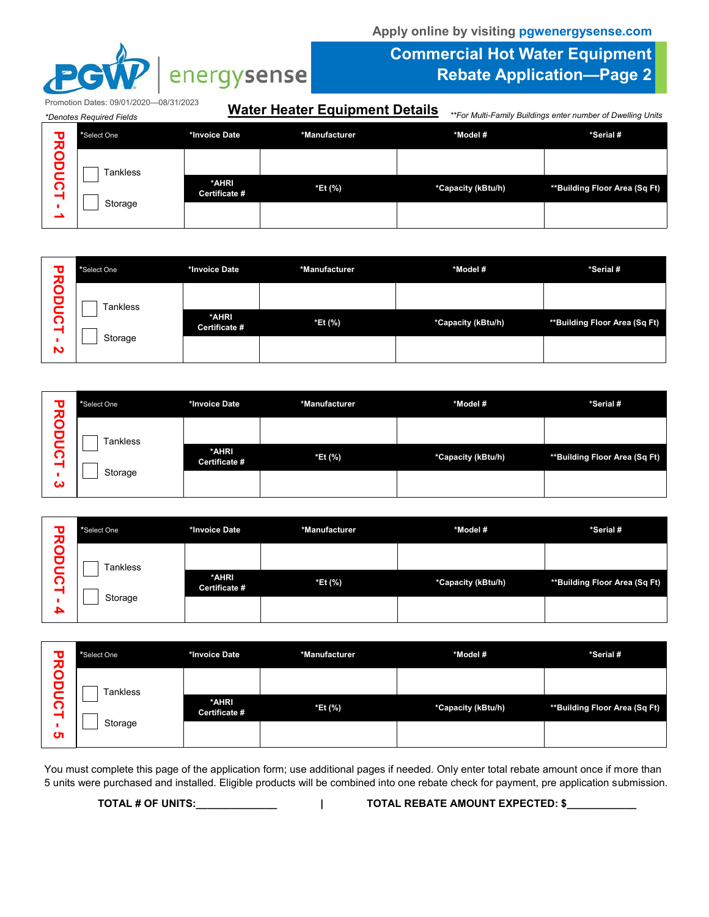Apply online by visiting pgwenergysense.com

# Commercial Hot Water Equipment Rebate Application—Page 2

PGW energysense

Promotion Dates: 09/01/2020—08/31/2023

*Denotes Required Fields

## Water Heater Equipment Details

**For Multi-Family Buildings enter number of Dwelling Units

### PRODUCT - 1

| *Select One | *Invoice Date | *Manufacturer | *Model # | *Serial # |
|---|---|---|---|---|
| ☐ Tankless | | | | |
| ☐ Storage | **\*AHRI Certificate #** | **\*Et (%)** | **\*Capacity (kBtu/h)** | **\*\*Building Floor Area (Sq Ft)** |
| | | | | |

### PRODUCT - 2

| *Select One | *Invoice Date | *Manufacturer | *Model # | *Serial # |
|---|---|---|---|---|
| ☐ Tankless | | | | |
| ☐ Storage | **\*AHRI Certificate #** | **\*Et (%)** | **\*Capacity (kBtu/h)** | **\*\*Building Floor Area (Sq Ft)** |
| | | | | |

### PRODUCT - 3

| *Select One | *Invoice Date | *Manufacturer | *Model # | *Serial # |
|---|---|---|---|---|
| ☐ Tankless | | | | |
| ☐ Storage | **\*AHRI Certificate #** | **\*Et (%)** | **\*Capacity (kBtu/h)** | **\*\*Building Floor Area (Sq Ft)** |
| | | | | |

### PRODUCT - 4

| *Select One | *Invoice Date | *Manufacturer | *Model # | *Serial # |
|---|---|---|---|---|
| ☐ Tankless | | | | |
| ☐ Storage | **\*AHRI Certificate #** | **\*Et (%)** | **\*Capacity (kBtu/h)** | **\*\*Building Floor Area (Sq Ft)** |
| | | | | |

### PRODUCT - 5

| *Select One | *Invoice Date | *Manufacturer | *Model # | *Serial # |
|---|---|---|---|---|
| ☐ Tankless | | | | |
| ☐ Storage | **\*AHRI Certificate #** | **\*Et (%)** | **\*Capacity (kBtu/h)** | **\*\*Building Floor Area (Sq Ft)** |
| | | | | |

You must complete this page of the application form; use additional pages if needed. Only enter total rebate amount once if more than 5 units were purchased and installed. Eligible products will be combined into one rebate check for payment, pre application submission.

**TOTAL # OF UNITS:______________** | **TOTAL REBATE AMOUNT EXPECTED: $____________**